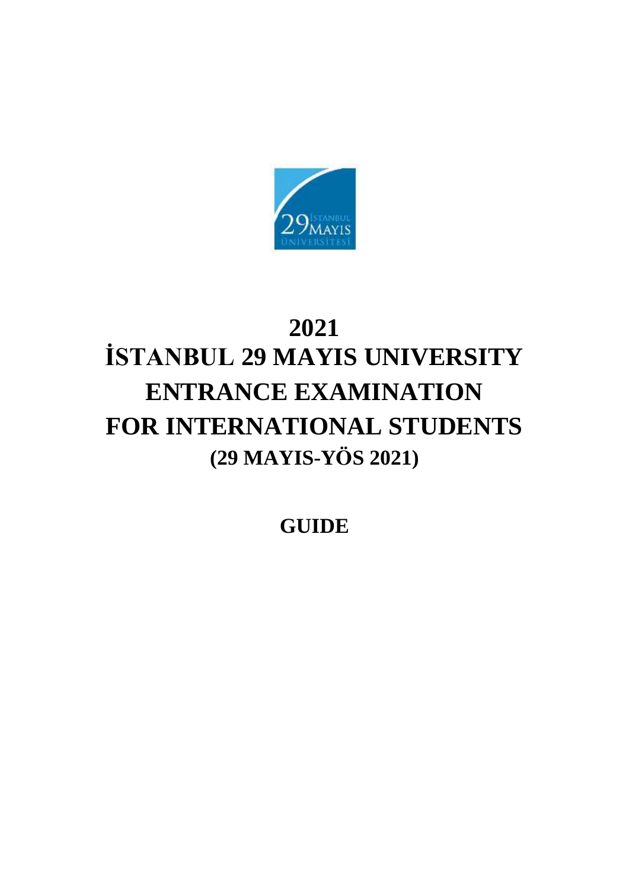# 2021
# İSTANBUL 29 MAYIS UNIVERSITY ENTRANCE EXAMINATION FOR INTERNATIONAL STUDENTS
## (29 MAYIS-YÖS 2021)

## GUIDE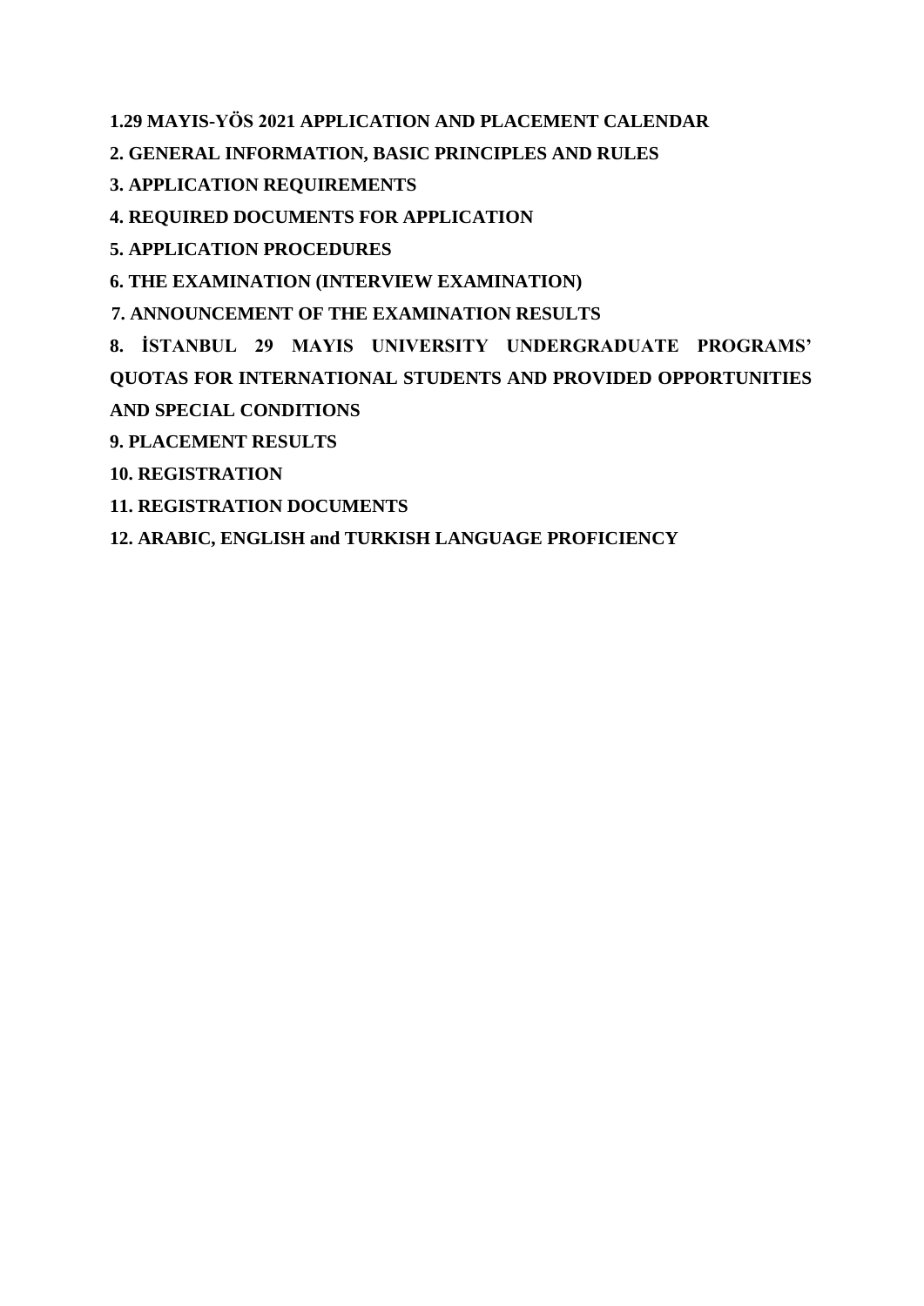**1.29 MAYIS-YÖS 2021 APPLICATION AND PLACEMENT CALENDAR**

**2. GENERAL INFORMATION, BASIC PRINCIPLES AND RULES**

**3. APPLICATION REQUIREMENTS**

**4. REQUIRED DOCUMENTS FOR APPLICATION**

**5. APPLICATION PROCEDURES**

**6. THE EXAMINATION (INTERVIEW EXAMINATION)**

**7. ANNOUNCEMENT OF THE EXAMINATION RESULTS**

**8. İSTANBUL 29 MAYIS UNIVERSITY UNDERGRADUATE PROGRAMS' QUOTAS FOR INTERNATIONAL STUDENTS AND PROVIDED OPPORTUNITIES AND SPECIAL CONDITIONS**

**9. PLACEMENT RESULTS**

**10. REGISTRATION**

**11. REGISTRATION DOCUMENTS**

**12. ARABIC, ENGLISH and TURKISH LANGUAGE PROFICIENCY**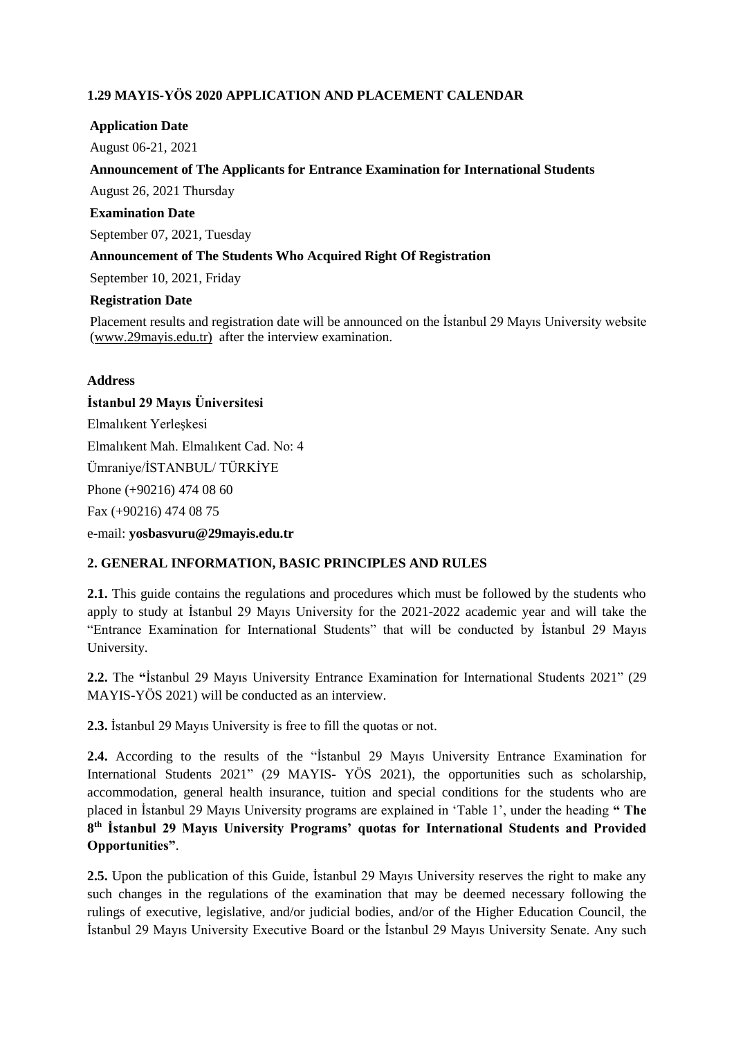### 1.29 MAYIS-YÖS 2020 APPLICATION AND PLACEMENT CALENDAR

**Application Date**

August 06-21, 2021

**Announcement of The Applicants for Entrance Examination for International Students**

August 26, 2021 Thursday

**Examination Date**

September 07, 2021, Tuesday

**Announcement of The Students Who Acquired Right Of Registration**

September 10, 2021, Friday

**Registration Date**

Placement results and registration date will be announced on the İstanbul 29 Mayıs University website (www.29mayis.edu.tr) after the interview examination.

**Address**

**İstanbul 29 Mayıs Üniversitesi**

Elmalıkent Yerleşkesi

Elmalıkent Mah. Elmalıkent Cad. No: 4

Ümraniye/İSTANBUL/ TÜRKİYE

Phone (+90216) 474 08 60

Fax (+90216) 474 08 75

e-mail: **yosbasvuru@29mayis.edu.tr**

### 2. GENERAL INFORMATION, BASIC PRINCIPLES AND RULES

**2.1.** This guide contains the regulations and procedures which must be followed by the students who apply to study at İstanbul 29 Mayıs University for the 2021-2022 academic year and will take the "Entrance Examination for International Students" that will be conducted by İstanbul 29 Mayıs University.

**2.2.** The **"**İstanbul 29 Mayıs University Entrance Examination for International Students 2021" (29 MAYIS-YÖS 2021) will be conducted as an interview.

**2.3.** İstanbul 29 Mayıs University is free to fill the quotas or not.

**2.4.** According to the results of the "İstanbul 29 Mayıs University Entrance Examination for International Students 2021" (29 MAYIS- YÖS 2021), the opportunities such as scholarship, accommodation, general health insurance, tuition and special conditions for the students who are placed in İstanbul 29 Mayıs University programs are explained in 'Table 1', under the heading **" The 8th İstanbul 29 Mayıs University Programs' quotas for International Students and Provided Opportunities"**.

**2.5.** Upon the publication of this Guide, İstanbul 29 Mayıs University reserves the right to make any such changes in the regulations of the examination that may be deemed necessary following the rulings of executive, legislative, and/or judicial bodies, and/or of the Higher Education Council, the İstanbul 29 Mayıs University Executive Board or the İstanbul 29 Mayıs University Senate. Any such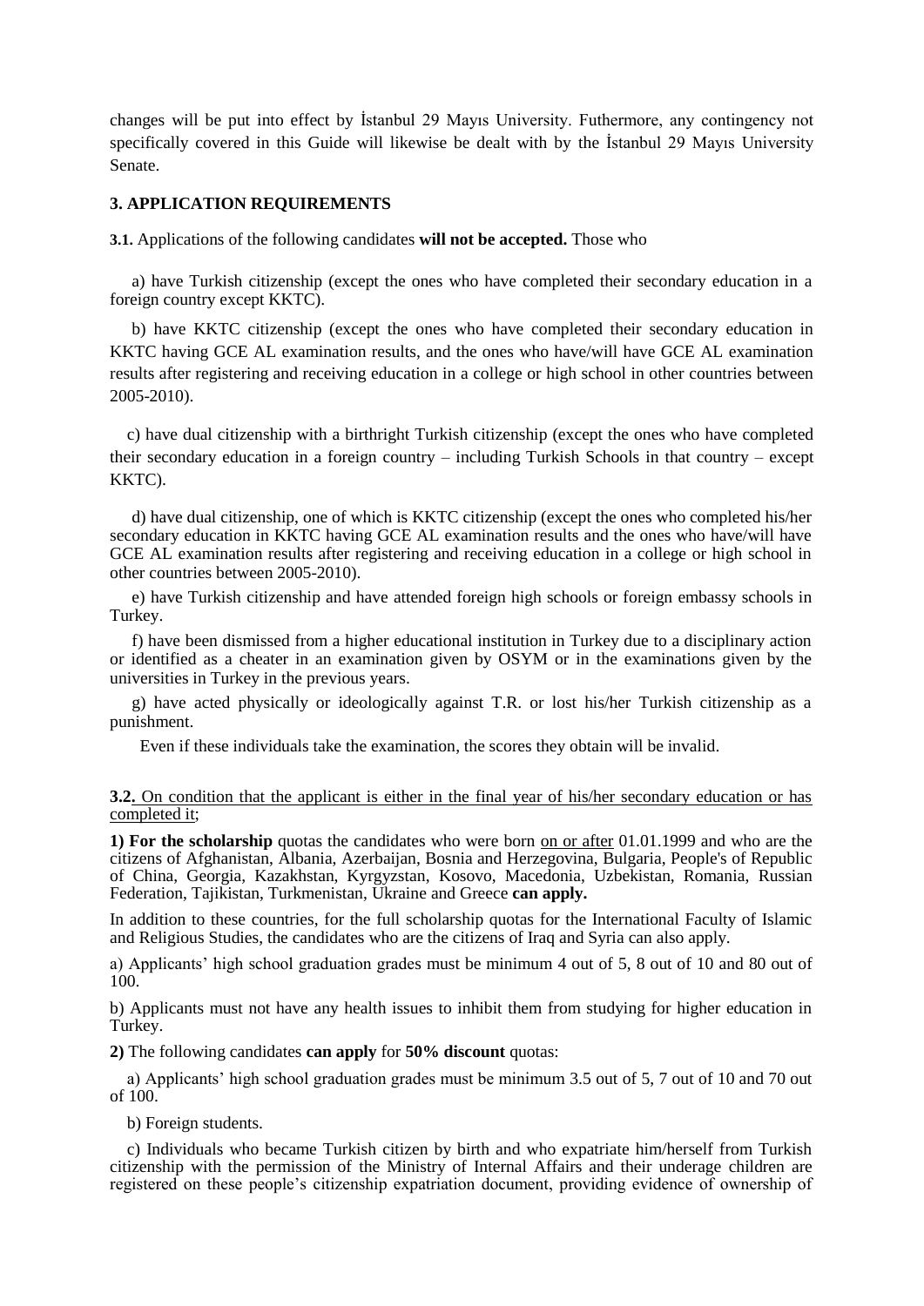changes will be put into effect by İstanbul 29 Mayıs University. Futhermore, any contingency not specifically covered in this Guide will likewise be dealt with by the İstanbul 29 Mayıs University Senate.

### 3. APPLICATION REQUIREMENTS

**3.1.** Applications of the following candidates **will not be accepted.** Those who

a) have Turkish citizenship (except the ones who have completed their secondary education in a foreign country except KKTC).

b) have KKTC citizenship (except the ones who have completed their secondary education in KKTC having GCE AL examination results, and the ones who have/will have GCE AL examination results after registering and receiving education in a college or high school in other countries between 2005-2010).

c) have dual citizenship with a birthright Turkish citizenship (except the ones who have completed their secondary education in a foreign country – including Turkish Schools in that country – except KKTC).

d) have dual citizenship, one of which is KKTC citizenship (except the ones who completed his/her secondary education in KKTC having GCE AL examination results and the ones who have/will have GCE AL examination results after registering and receiving education in a college or high school in other countries between 2005-2010).

e) have Turkish citizenship and have attended foreign high schools or foreign embassy schools in Turkey.

f) have been dismissed from a higher educational institution in Turkey due to a disciplinary action or identified as a cheater in an examination given by OSYM or in the examinations given by the universities in Turkey in the previous years.

g) have acted physically or ideologically against T.R. or lost his/her Turkish citizenship as a punishment.

Even if these individuals take the examination, the scores they obtain will be invalid.

**3.2.** On condition that the applicant is either in the final year of his/her secondary education or has completed it;

**1) For the scholarship** quotas the candidates who were born on or after 01.01.1999 and who are the citizens of Afghanistan, Albania, Azerbaijan, Bosnia and Herzegovina, Bulgaria, People's of Republic of China, Georgia, Kazakhstan, Kyrgyzstan, Kosovo, Macedonia, Uzbekistan, Romania, Russian Federation, Tajikistan, Turkmenistan, Ukraine and Greece **can apply.**

In addition to these countries, for the full scholarship quotas for the International Faculty of Islamic and Religious Studies, the candidates who are the citizens of Iraq and Syria can also apply.

a) Applicants' high school graduation grades must be minimum 4 out of 5, 8 out of 10 and 80 out of 100.

b) Applicants must not have any health issues to inhibit them from studying for higher education in Turkey.

**2)** The following candidates **can apply** for **50% discount** quotas:

a) Applicants' high school graduation grades must be minimum 3.5 out of 5, 7 out of 10 and 70 out of 100.

b) Foreign students.

c) Individuals who became Turkish citizen by birth and who expatriate him/herself from Turkish citizenship with the permission of the Ministry of Internal Affairs and their underage children are registered on these people's citizenship expatriation document, providing evidence of ownership of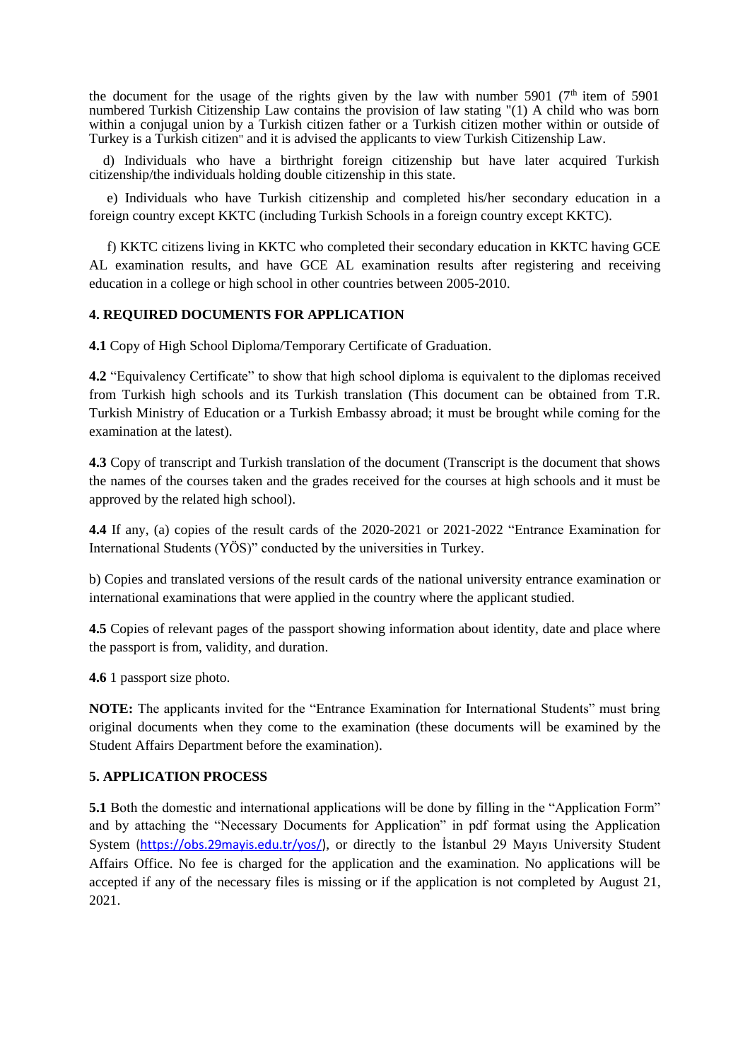the document for the usage of the rights given by the law with number 5901 (7th item of 5901 numbered Turkish Citizenship Law contains the provision of law stating "(1) A child who was born within a conjugal union by a Turkish citizen father or a Turkish citizen mother within or outside of Turkey is a Turkish citizen" and it is advised the applicants to view Turkish Citizenship Law.

d) Individuals who have a birthright foreign citizenship but have later acquired Turkish citizenship/the individuals holding double citizenship in this state.

e) Individuals who have Turkish citizenship and completed his/her secondary education in a foreign country except KKTC (including Turkish Schools in a foreign country except KKTC).

f) KKTC citizens living in KKTC who completed their secondary education in KKTC having GCE AL examination results, and have GCE AL examination results after registering and receiving education in a college or high school in other countries between 2005-2010.

## 4. REQUIRED DOCUMENTS FOR APPLICATION

**4.1** Copy of High School Diploma/Temporary Certificate of Graduation.

**4.2** "Equivalency Certificate" to show that high school diploma is equivalent to the diplomas received from Turkish high schools and its Turkish translation (This document can be obtained from T.R. Turkish Ministry of Education or a Turkish Embassy abroad; it must be brought while coming for the examination at the latest).

**4.3** Copy of transcript and Turkish translation of the document (Transcript is the document that shows the names of the courses taken and the grades received for the courses at high schools and it must be approved by the related high school).

**4.4** If any, (a) copies of the result cards of the 2020-2021 or 2021-2022 "Entrance Examination for International Students (YÖS)" conducted by the universities in Turkey.

b) Copies and translated versions of the result cards of the national university entrance examination or international examinations that were applied in the country where the applicant studied.

**4.5** Copies of relevant pages of the passport showing information about identity, date and place where the passport is from, validity, and duration.

**4.6** 1 passport size photo.

**NOTE:** The applicants invited for the "Entrance Examination for International Students" must bring original documents when they come to the examination (these documents will be examined by the Student Affairs Department before the examination).

## 5. APPLICATION PROCESS

**5.1** Both the domestic and international applications will be done by filling in the "Application Form" and by attaching the "Necessary Documents for Application" in pdf format using the Application System (https://obs.29mayis.edu.tr/yos/), or directly to the İstanbul 29 Mayıs University Student Affairs Office. No fee is charged for the application and the examination. No applications will be accepted if any of the necessary files is missing or if the application is not completed by August 21, 2021.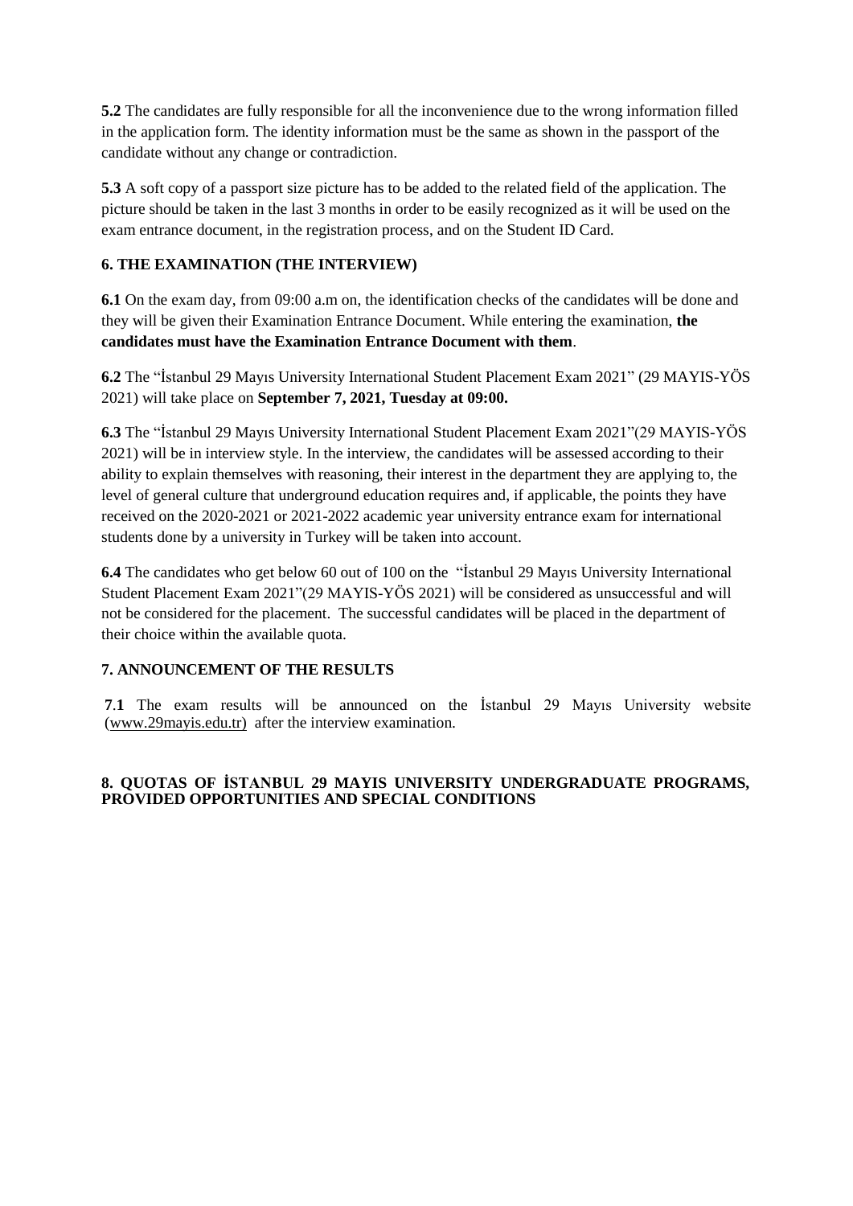**5.2** The candidates are fully responsible for all the inconvenience due to the wrong information filled in the application form. The identity information must be the same as shown in the passport of the candidate without any change or contradiction.

**5.3** A soft copy of a passport size picture has to be added to the related field of the application. The picture should be taken in the last 3 months in order to be easily recognized as it will be used on the exam entrance document, in the registration process, and on the Student ID Card.

## 6. THE EXAMINATION (THE INTERVIEW)

**6.1** On the exam day, from 09:00 a.m on, the identification checks of the candidates will be done and they will be given their Examination Entrance Document. While entering the examination, **the candidates must have the Examination Entrance Document with them**.

**6.2** The "İstanbul 29 Mayıs University International Student Placement Exam 2021" (29 MAYIS-YÖS 2021) will take place on **September 7, 2021, Tuesday at 09:00.**

**6.3** The "İstanbul 29 Mayıs University International Student Placement Exam 2021"(29 MAYIS-YÖS 2021) will be in interview style. In the interview, the candidates will be assessed according to their ability to explain themselves with reasoning, their interest in the department they are applying to, the level of general culture that underground education requires and, if applicable, the points they have received on the 2020-2021 or 2021-2022 academic year university entrance exam for international students done by a university in Turkey will be taken into account.

**6.4** The candidates who get below 60 out of 100 on the "İstanbul 29 Mayıs University International Student Placement Exam 2021"(29 MAYIS-YÖS 2021) will be considered as unsuccessful and will not be considered for the placement. The successful candidates will be placed in the department of their choice within the available quota.

## 7. ANNOUNCEMENT OF THE RESULTS

**7.1** The exam results will be announced on the İstanbul 29 Mayıs University website (www.29mayis.edu.tr) after the interview examination.

## 8. QUOTAS OF İSTANBUL 29 MAYIS UNIVERSITY UNDERGRADUATE PROGRAMS, PROVIDED OPPORTUNITIES AND SPECIAL CONDITIONS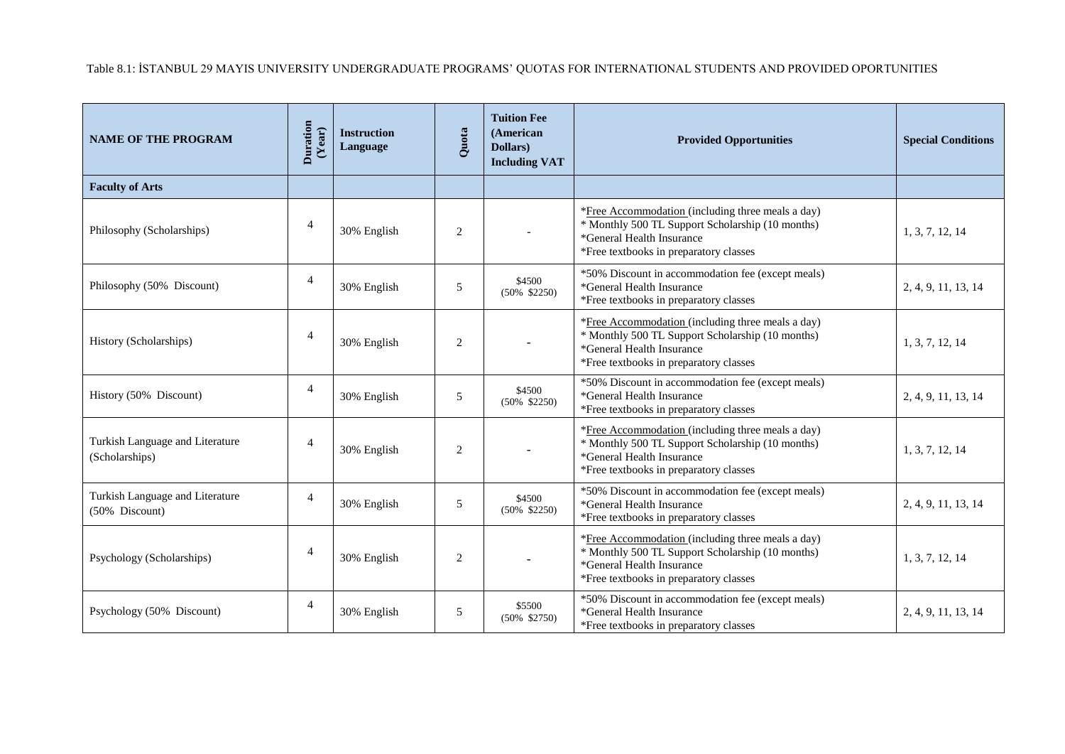Table 8.1: İSTANBUL 29 MAYIS UNIVERSITY UNDERGRADUATE PROGRAMS' QUOTAS FOR INTERNATIONAL STUDENTS AND PROVIDED OPORTUNITIES

| NAME OF THE PROGRAM | Duration (Year) | Instruction Language | Quota | Tuition Fee (American Dollars) Including VAT | Provided Opportunities | Special Conditions |
|---|---|---|---|---|---|---|
| **Faculty of Arts** | | | | | | |
| Philosophy (Scholarships) | 4 | 30% English | 2 | - | *Free Accommodation (including three meals a day)<br>* Monthly 500 TL Support Scholarship (10 months)<br>*General Health Insurance<br>*Free textbooks in preparatory classes | 1, 3, 7, 12, 14 |
| Philosophy (50% Discount) | 4 | 30% English | 5 | \$4500 (50% \$2250) | *50% Discount in accommodation fee (except meals)<br>*General Health Insurance<br>*Free textbooks in preparatory classes | 2, 4, 9, 11, 13, 14 |
| History (Scholarships) | 4 | 30% English | 2 | - | *Free Accommodation (including three meals a day)<br>* Monthly 500 TL Support Scholarship (10 months)<br>*General Health Insurance<br>*Free textbooks in preparatory classes | 1, 3, 7, 12, 14 |
| History (50% Discount) | 4 | 30% English | 5 | \$4500 (50% \$2250) | *50% Discount in accommodation fee (except meals)<br>*General Health Insurance<br>*Free textbooks in preparatory classes | 2, 4, 9, 11, 13, 14 |
| Turkish Language and Literature (Scholarships) | 4 | 30% English | 2 | - | *Free Accommodation (including three meals a day)<br>* Monthly 500 TL Support Scholarship (10 months)<br>*General Health Insurance<br>*Free textbooks in preparatory classes | 1, 3, 7, 12, 14 |
| Turkish Language and Literature (50% Discount) | 4 | 30% English | 5 | \$4500 (50% \$2250) | *50% Discount in accommodation fee (except meals)<br>*General Health Insurance<br>*Free textbooks in preparatory classes | 2, 4, 9, 11, 13, 14 |
| Psychology (Scholarships) | 4 | 30% English | 2 | - | *Free Accommodation (including three meals a day)<br>* Monthly 500 TL Support Scholarship (10 months)<br>*General Health Insurance<br>*Free textbooks in preparatory classes | 1, 3, 7, 12, 14 |
| Psychology (50% Discount) | 4 | 30% English | 5 | \$5500 (50% \$2750) | *50% Discount in accommodation fee (except meals)<br>*General Health Insurance<br>*Free textbooks in preparatory classes | 2, 4, 9, 11, 13, 14 |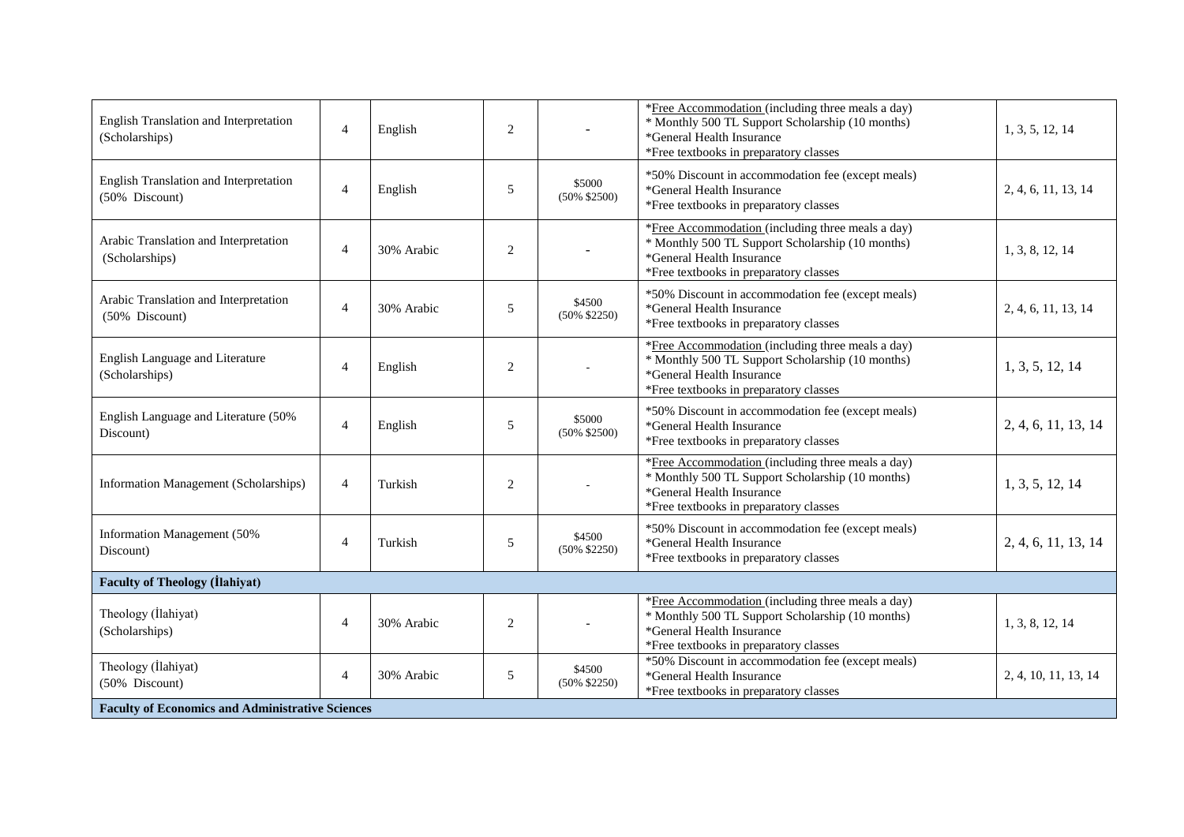| | | | | | | |
|---|---|---|---|---|---|---|
| English Translation and Interpretation (Scholarships) | 4 | English | 2 | - | *Free Accommodation (including three meals a day)<br>* Monthly 500 TL Support Scholarship (10 months)<br>*General Health Insurance<br>*Free textbooks in preparatory classes | 1, 3, 5, 12, 14 |
| English Translation and Interpretation (50% Discount) | 4 | English | 5 | $5000 (50% $2500) | *50% Discount in accommodation fee (except meals)<br>*General Health Insurance<br>*Free textbooks in preparatory classes | 2, 4, 6, 11, 13, 14 |
| Arabic Translation and Interpretation (Scholarships) | 4 | 30% Arabic | 2 | - | *Free Accommodation (including three meals a day)<br>* Monthly 500 TL Support Scholarship (10 months)<br>*General Health Insurance<br>*Free textbooks in preparatory classes | 1, 3, 8, 12, 14 |
| Arabic Translation and Interpretation (50% Discount) | 4 | 30% Arabic | 5 | $4500 (50% $2250) | *50% Discount in accommodation fee (except meals)<br>*General Health Insurance<br>*Free textbooks in preparatory classes | 2, 4, 6, 11, 13, 14 |
| English Language and Literature (Scholarships) | 4 | English | 2 | - | *Free Accommodation (including three meals a day)<br>* Monthly 500 TL Support Scholarship (10 months)<br>*General Health Insurance<br>*Free textbooks in preparatory classes | 1, 3, 5, 12, 14 |
| English Language and Literature (50% Discount) | 4 | English | 5 | $5000 (50% $2500) | *50% Discount in accommodation fee (except meals)<br>*General Health Insurance<br>*Free textbooks in preparatory classes | 2, 4, 6, 11, 13, 14 |
| Information Management (Scholarships) | 4 | Turkish | 2 | - | *Free Accommodation (including three meals a day)<br>* Monthly 500 TL Support Scholarship (10 months)<br>*General Health Insurance<br>*Free textbooks in preparatory classes | 1, 3, 5, 12, 14 |
| Information Management (50% Discount) | 4 | Turkish | 5 | $4500 (50% $2250) | *50% Discount in accommodation fee (except meals)<br>*General Health Insurance<br>*Free textbooks in preparatory classes | 2, 4, 6, 11, 13, 14 |
| **Faculty of Theology (İlahiyat)** | | | | | | |
| Theology (İlahiyat) (Scholarships) | 4 | 30% Arabic | 2 | - | *Free Accommodation (including three meals a day)<br>* Monthly 500 TL Support Scholarship (10 months)<br>*General Health Insurance<br>*Free textbooks in preparatory classes | 1, 3, 8, 12, 14 |
| Theology (İlahiyat) (50% Discount) | 4 | 30% Arabic | 5 | $4500 (50% $2250) | *50% Discount in accommodation fee (except meals)<br>*General Health Insurance<br>*Free textbooks in preparatory classes | 2, 4, 10, 11, 13, 14 |
| **Faculty of Economics and Administrative Sciences** | | | | | | |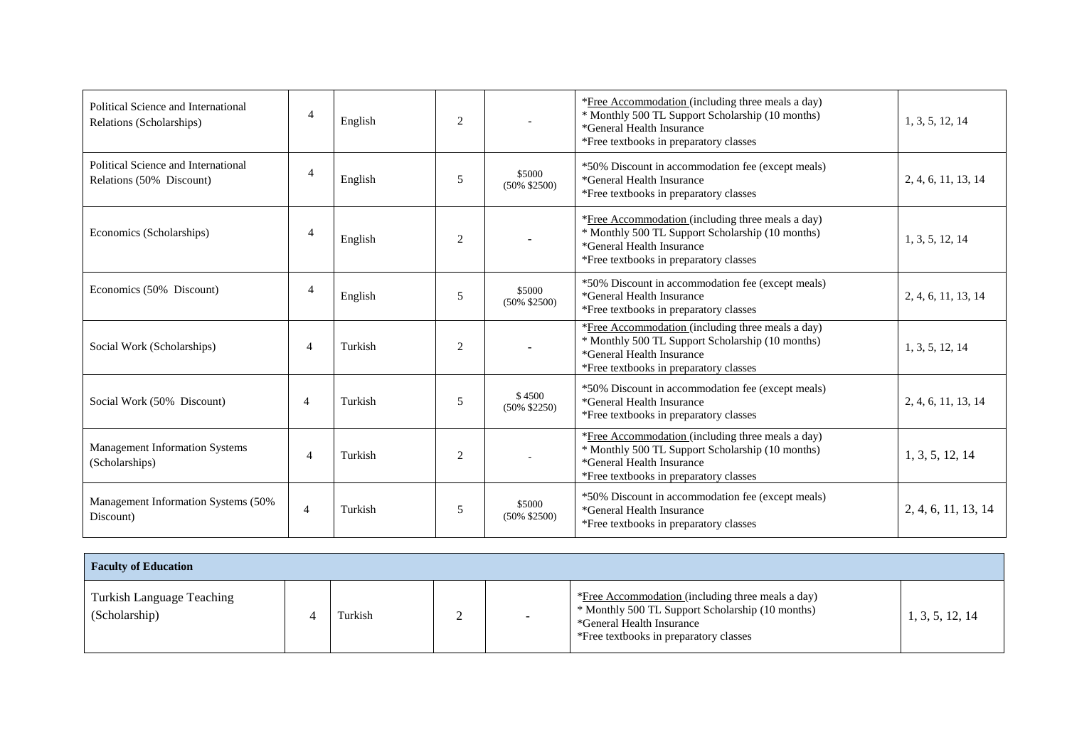| | | | | | | |
|---|---|---|---|---|---|---|
| Political Science and International Relations (Scholarships) | 4 | English | 2 | - | *Free Accommodation (including three meals a day)<br>* Monthly 500 TL Support Scholarship (10 months)<br>*General Health Insurance<br>*Free textbooks in preparatory classes | 1, 3, 5, 12, 14 |
| Political Science and International Relations (50% Discount) | 4 | English | 5 | \$5000<br>(50% \$2500) | *50% Discount in accommodation fee (except meals)<br>*General Health Insurance<br>*Free textbooks in preparatory classes | 2, 4, 6, 11, 13, 14 |
| Economics (Scholarships) | 4 | English | 2 | - | *Free Accommodation (including three meals a day)<br>* Monthly 500 TL Support Scholarship (10 months)<br>*General Health Insurance<br>*Free textbooks in preparatory classes | 1, 3, 5, 12, 14 |
| Economics (50% Discount) | 4 | English | 5 | \$5000<br>(50% \$2500) | *50% Discount in accommodation fee (except meals)<br>*General Health Insurance<br>*Free textbooks in preparatory classes | 2, 4, 6, 11, 13, 14 |
| Social Work (Scholarships) | 4 | Turkish | 2 | - | *Free Accommodation (including three meals a day)<br>* Monthly 500 TL Support Scholarship (10 months)<br>*General Health Insurance<br>*Free textbooks in preparatory classes | 1, 3, 5, 12, 14 |
| Social Work (50% Discount) | 4 | Turkish | 5 | \$ 4500<br>(50% \$2250) | *50% Discount in accommodation fee (except meals)<br>*General Health Insurance<br>*Free textbooks in preparatory classes | 2, 4, 6, 11, 13, 14 |
| Management Information Systems (Scholarships) | 4 | Turkish | 2 | - | *Free Accommodation (including three meals a day)<br>* Monthly 500 TL Support Scholarship (10 months)<br>*General Health Insurance<br>*Free textbooks in preparatory classes | 1, 3, 5, 12, 14 |
| Management Information Systems (50% Discount) | 4 | Turkish | 5 | \$5000<br>(50% \$2500) | *50% Discount in accommodation fee (except meals)<br>*General Health Insurance<br>*Free textbooks in preparatory classes | 2, 4, 6, 11, 13, 14 |

| **Faculty of Education** | | | | | | |
|---|---|---|---|---|---|---|
| Turkish Language Teaching (Scholarship) | 4 | Turkish | 2 | - | *Free Accommodation (including three meals a day)<br>* Monthly 500 TL Support Scholarship (10 months)<br>*General Health Insurance<br>*Free textbooks in preparatory classes | 1, 3, 5, 12, 14 |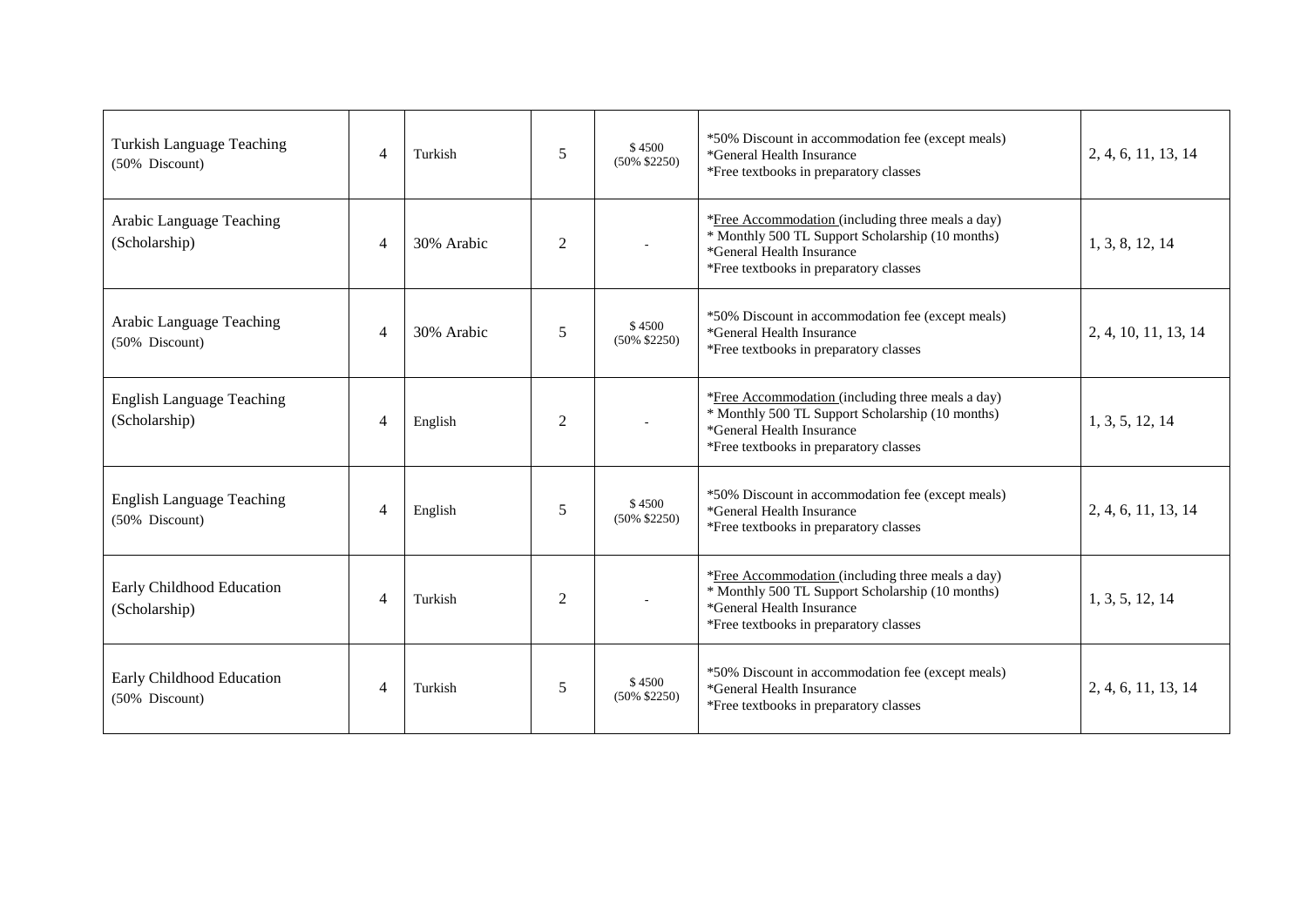| | | | | | | |
|---|---|---|---|---|---|---|
| Turkish Language Teaching (50% Discount) | 4 | Turkish | 5 | $ 4500 (50% $2250) | *50% Discount in accommodation fee (except meals)<br>*General Health Insurance<br>*Free textbooks in preparatory classes | 2, 4, 6, 11, 13, 14 |
| Arabic Language Teaching (Scholarship) | 4 | 30% Arabic | 2 | - | *Free Accommodation (including three meals a day)<br>* Monthly 500 TL Support Scholarship (10 months)<br>*General Health Insurance<br>*Free textbooks in preparatory classes | 1, 3, 8, 12, 14 |
| Arabic Language Teaching (50% Discount) | 4 | 30% Arabic | 5 | $ 4500 (50% $2250) | *50% Discount in accommodation fee (except meals)<br>*General Health Insurance<br>*Free textbooks in preparatory classes | 2, 4, 10, 11, 13, 14 |
| English Language Teaching (Scholarship) | 4 | English | 2 | - | *Free Accommodation (including three meals a day)<br>* Monthly 500 TL Support Scholarship (10 months)<br>*General Health Insurance<br>*Free textbooks in preparatory classes | 1, 3, 5, 12, 14 |
| English Language Teaching (50% Discount) | 4 | English | 5 | $ 4500 (50% $2250) | *50% Discount in accommodation fee (except meals)<br>*General Health Insurance<br>*Free textbooks in preparatory classes | 2, 4, 6, 11, 13, 14 |
| Early Childhood Education (Scholarship) | 4 | Turkish | 2 | - | *Free Accommodation (including three meals a day)<br>* Monthly 500 TL Support Scholarship (10 months)<br>*General Health Insurance<br>*Free textbooks in preparatory classes | 1, 3, 5, 12, 14 |
| Early Childhood Education (50% Discount) | 4 | Turkish | 5 | $ 4500 (50% $2250) | *50% Discount in accommodation fee (except meals)<br>*General Health Insurance<br>*Free textbooks in preparatory classes | 2, 4, 6, 11, 13, 14 |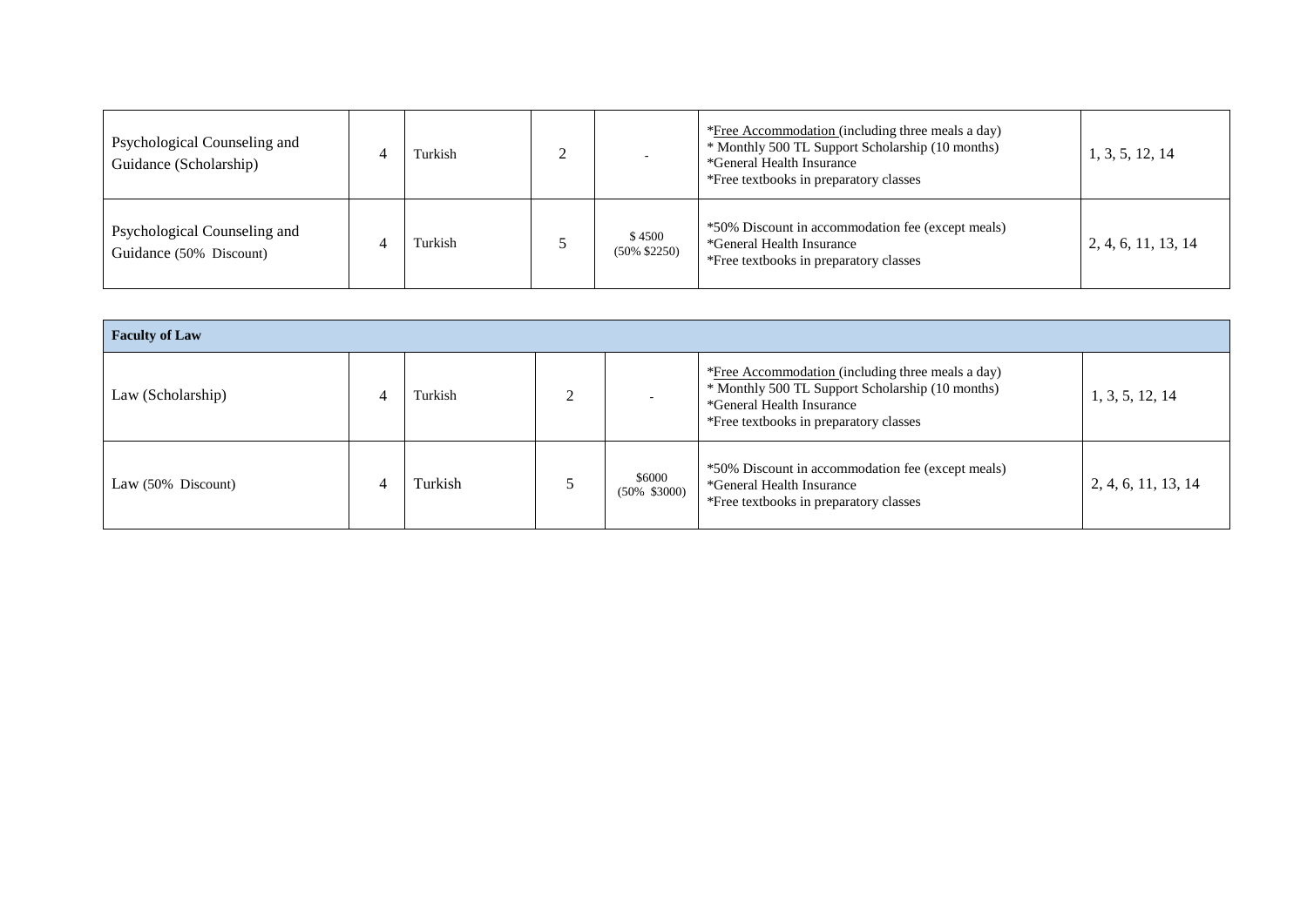| | | | | | | |
|---|---|---|---|---|---|---|
| Psychological Counseling and Guidance (Scholarship) | 4 | Turkish | 2 | - | *Free Accommodation (including three meals a day)<br>* Monthly 500 TL Support Scholarship (10 months)<br>*General Health Insurance<br>*Free textbooks in preparatory classes | 1, 3, 5, 12, 14 |
| Psychological Counseling and Guidance (50% Discount) | 4 | Turkish | 5 | $ 4500<br>(50% $2250) | *50% Discount in accommodation fee (except meals)<br>*General Health Insurance<br>*Free textbooks in preparatory classes | 2, 4, 6, 11, 13, 14 |

| **Faculty of Law** | | | | | | |
|---|---|---|---|---|---|---|
| Law (Scholarship) | 4 | Turkish | 2 | - | *Free Accommodation (including three meals a day)<br>* Monthly 500 TL Support Scholarship (10 months)<br>*General Health Insurance<br>*Free textbooks in preparatory classes | 1, 3, 5, 12, 14 |
| Law (50% Discount) | 4 | Turkish | 5 | $6000<br>(50% $3000) | *50% Discount in accommodation fee (except meals)<br>*General Health Insurance<br>*Free textbooks in preparatory classes | 2, 4, 6, 11, 13, 14 |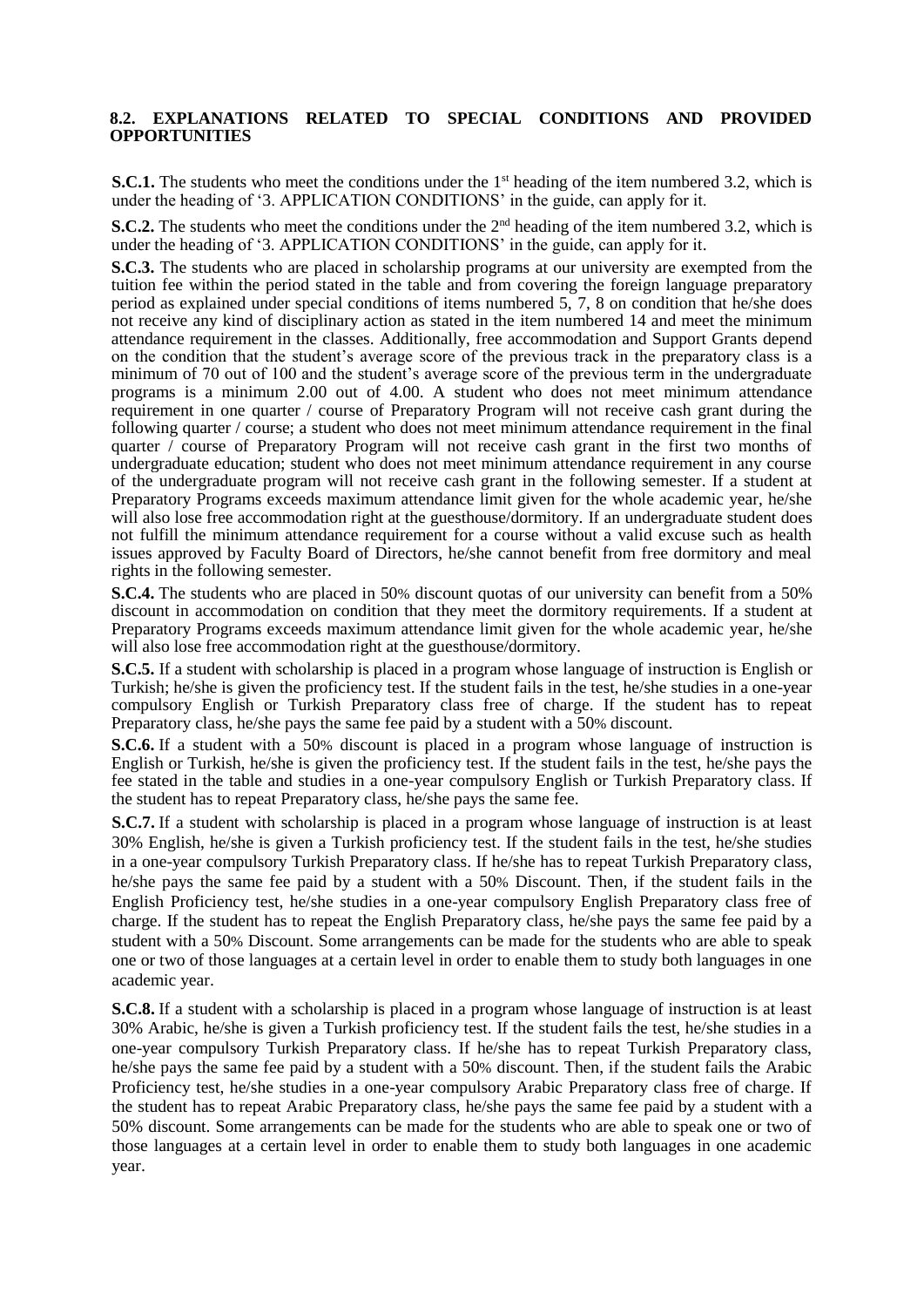## 8.2. EXPLANATIONS RELATED TO SPECIAL CONDITIONS AND PROVIDED OPPORTUNITIES

**S.C.1.** The students who meet the conditions under the 1st heading of the item numbered 3.2, which is under the heading of '3. APPLICATION CONDITIONS' in the guide, can apply for it.

**S.C.2.** The students who meet the conditions under the 2nd heading of the item numbered 3.2, which is under the heading of '3. APPLICATION CONDITIONS' in the guide, can apply for it.

**S.C.3.** The students who are placed in scholarship programs at our university are exempted from the tuition fee within the period stated in the table and from covering the foreign language preparatory period as explained under special conditions of items numbered 5, 7, 8 on condition that he/she does not receive any kind of disciplinary action as stated in the item numbered 14 and meet the minimum attendance requirement in the classes. Additionally, free accommodation and Support Grants depend on the condition that the student's average score of the previous track in the preparatory class is a minimum of 70 out of 100 and the student's average score of the previous term in the undergraduate programs is a minimum 2.00 out of 4.00. A student who does not meet minimum attendance requirement in one quarter / course of Preparatory Program will not receive cash grant during the following quarter / course; a student who does not meet minimum attendance requirement in the final quarter / course of Preparatory Program will not receive cash grant in the first two months of undergraduate education; student who does not meet minimum attendance requirement in any course of the undergraduate program will not receive cash grant in the following semester. If a student at Preparatory Programs exceeds maximum attendance limit given for the whole academic year, he/she will also lose free accommodation right at the guesthouse/dormitory. If an undergraduate student does not fulfill the minimum attendance requirement for a course without a valid excuse such as health issues approved by Faculty Board of Directors, he/she cannot benefit from free dormitory and meal rights in the following semester.

**S.C.4.** The students who are placed in 50% discount quotas of our university can benefit from a 50% discount in accommodation on condition that they meet the dormitory requirements. If a student at Preparatory Programs exceeds maximum attendance limit given for the whole academic year, he/she will also lose free accommodation right at the guesthouse/dormitory.

**S.C.5.** If a student with scholarship is placed in a program whose language of instruction is English or Turkish; he/she is given the proficiency test. If the student fails in the test, he/she studies in a one-year compulsory English or Turkish Preparatory class free of charge. If the student has to repeat Preparatory class, he/she pays the same fee paid by a student with a 50% discount.

**S.C.6.** If a student with a 50% discount is placed in a program whose language of instruction is English or Turkish, he/she is given the proficiency test. If the student fails in the test, he/she pays the fee stated in the table and studies in a one-year compulsory English or Turkish Preparatory class. If the student has to repeat Preparatory class, he/she pays the same fee.

**S.C.7.** If a student with scholarship is placed in a program whose language of instruction is at least 30% English, he/she is given a Turkish proficiency test. If the student fails in the test, he/she studies in a one-year compulsory Turkish Preparatory class. If he/she has to repeat Turkish Preparatory class, he/she pays the same fee paid by a student with a 50% Discount. Then, if the student fails in the English Proficiency test, he/she studies in a one-year compulsory English Preparatory class free of charge. If the student has to repeat the English Preparatory class, he/she pays the same fee paid by a student with a 50% Discount. Some arrangements can be made for the students who are able to speak one or two of those languages at a certain level in order to enable them to study both languages in one academic year.

**S.C.8.** If a student with a scholarship is placed in a program whose language of instruction is at least 30% Arabic, he/she is given a Turkish proficiency test. If the student fails the test, he/she studies in a one-year compulsory Turkish Preparatory class. If he/she has to repeat Turkish Preparatory class, he/she pays the same fee paid by a student with a 50% discount. Then, if the student fails the Arabic Proficiency test, he/she studies in a one-year compulsory Arabic Preparatory class free of charge. If the student has to repeat Arabic Preparatory class, he/she pays the same fee paid by a student with a 50% discount. Some arrangements can be made for the students who are able to speak one or two of those languages at a certain level in order to enable them to study both languages in one academic year.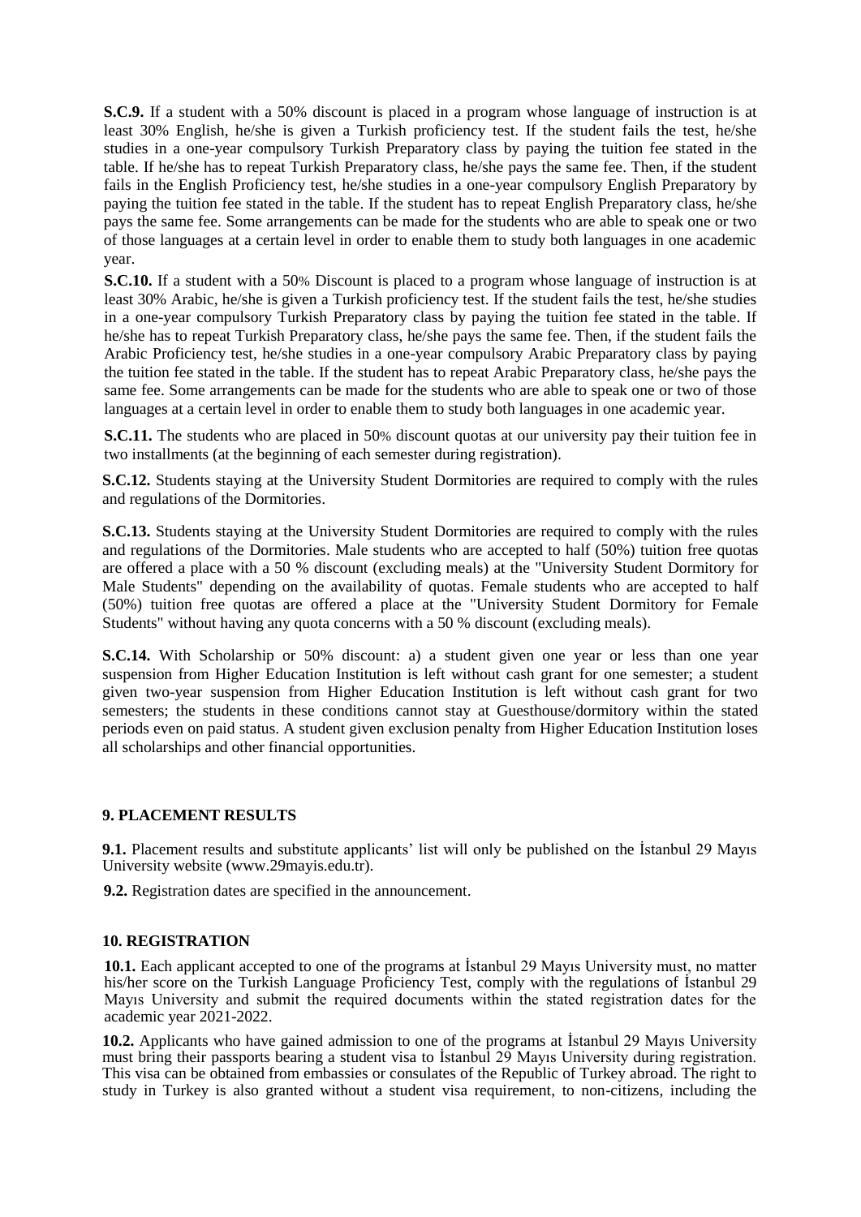**S.C.9.** If a student with a 50% discount is placed in a program whose language of instruction is at least 30% English, he/she is given a Turkish proficiency test. If the student fails the test, he/she studies in a one-year compulsory Turkish Preparatory class by paying the tuition fee stated in the table. If he/she has to repeat Turkish Preparatory class, he/she pays the same fee. Then, if the student fails in the English Proficiency test, he/she studies in a one-year compulsory English Preparatory by paying the tuition fee stated in the table. If the student has to repeat English Preparatory class, he/she pays the same fee. Some arrangements can be made for the students who are able to speak one or two of those languages at a certain level in order to enable them to study both languages in one academic year.

**S.C.10.** If a student with a 50% Discount is placed to a program whose language of instruction is at least 30% Arabic, he/she is given a Turkish proficiency test. If the student fails the test, he/she studies in a one-year compulsory Turkish Preparatory class by paying the tuition fee stated in the table. If he/she has to repeat Turkish Preparatory class, he/she pays the same fee. Then, if the student fails the Arabic Proficiency test, he/she studies in a one-year compulsory Arabic Preparatory class by paying the tuition fee stated in the table. If the student has to repeat Arabic Preparatory class, he/she pays the same fee. Some arrangements can be made for the students who are able to speak one or two of those languages at a certain level in order to enable them to study both languages in one academic year.

**S.C.11.** The students who are placed in 50% discount quotas at our university pay their tuition fee in two installments (at the beginning of each semester during registration).

**S.C.12.** Students staying at the University Student Dormitories are required to comply with the rules and regulations of the Dormitories.

**S.C.13.** Students staying at the University Student Dormitories are required to comply with the rules and regulations of the Dormitories. Male students who are accepted to half (50%) tuition free quotas are offered a place with a 50 % discount (excluding meals) at the "University Student Dormitory for Male Students" depending on the availability of quotas. Female students who are accepted to half (50%) tuition free quotas are offered a place at the "University Student Dormitory for Female Students" without having any quota concerns with a 50 % discount (excluding meals).

**S.C.14.** With Scholarship or 50% discount: a) a student given one year or less than one year suspension from Higher Education Institution is left without cash grant for one semester; a student given two-year suspension from Higher Education Institution is left without cash grant for two semesters; the students in these conditions cannot stay at Guesthouse/dormitory within the stated periods even on paid status. A student given exclusion penalty from Higher Education Institution loses all scholarships and other financial opportunities.

## 9. PLACEMENT RESULTS

**9.1.** Placement results and substitute applicants' list will only be published on the İstanbul 29 Mayıs University website (www.29mayis.edu.tr).

**9.2.** Registration dates are specified in the announcement.

## 10. REGISTRATION

**10.1.** Each applicant accepted to one of the programs at İstanbul 29 Mayıs University must, no matter his/her score on the Turkish Language Proficiency Test, comply with the regulations of İstanbul 29 Mayıs University and submit the required documents within the stated registration dates for the academic year 2021-2022.

**10.2.** Applicants who have gained admission to one of the programs at İstanbul 29 Mayıs University must bring their passports bearing a student visa to İstanbul 29 Mayıs University during registration. This visa can be obtained from embassies or consulates of the Republic of Turkey abroad. The right to study in Turkey is also granted without a student visa requirement, to non-citizens, including the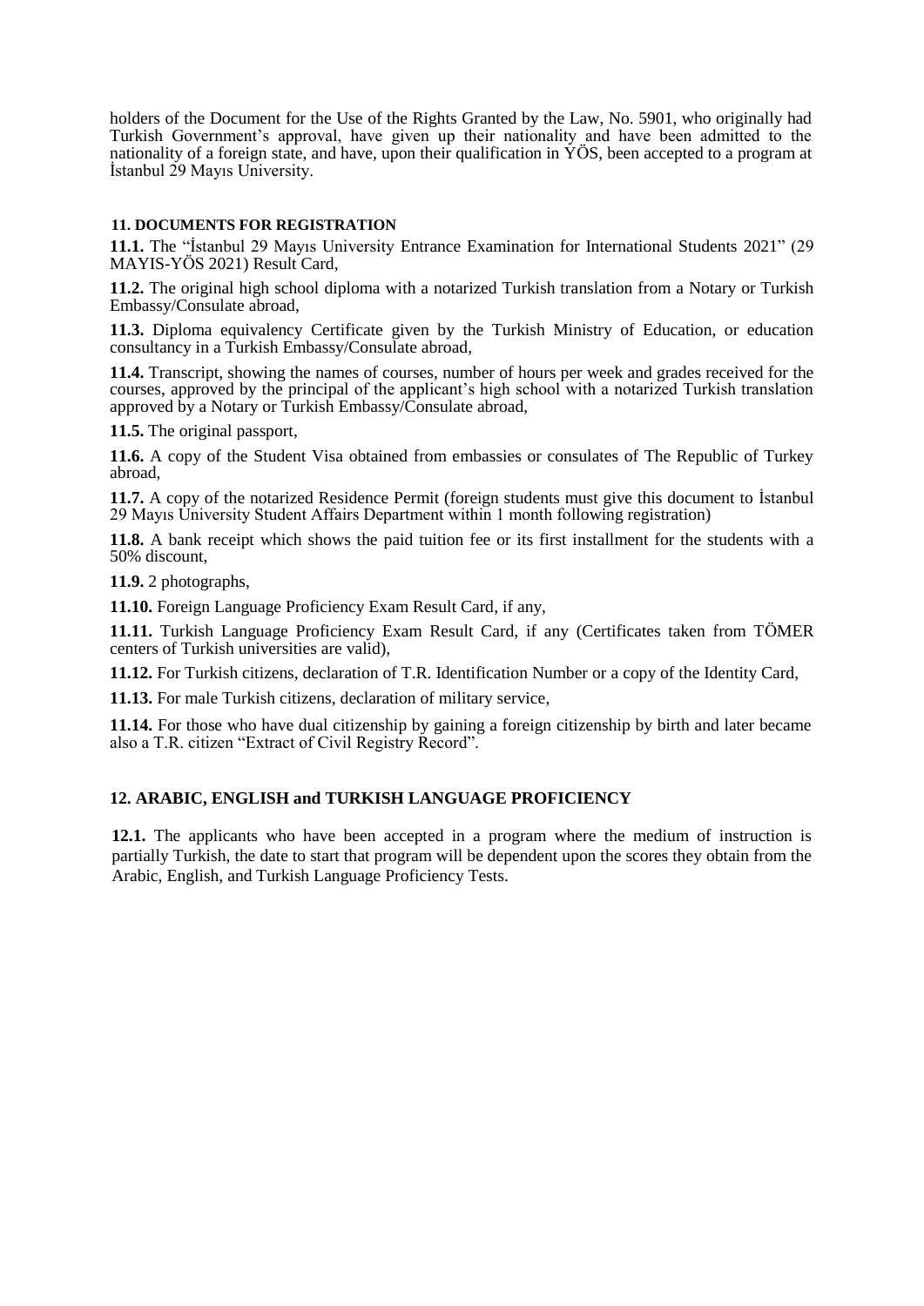holders of the Document for the Use of the Rights Granted by the Law, No. 5901, who originally had Turkish Government's approval, have given up their nationality and have been admitted to the nationality of a foreign state, and have, upon their qualification in YÖS, been accepted to a program at İstanbul 29 Mayıs University.

#### 11. DOCUMENTS FOR REGISTRATION

**11.1.** The "İstanbul 29 Mayıs University Entrance Examination for International Students 2021" (29 MAYIS-YÖS 2021) Result Card,

**11.2.** The original high school diploma with a notarized Turkish translation from a Notary or Turkish Embassy/Consulate abroad,

**11.3.** Diploma equivalency Certificate given by the Turkish Ministry of Education, or education consultancy in a Turkish Embassy/Consulate abroad,

**11.4.** Transcript, showing the names of courses, number of hours per week and grades received for the courses, approved by the principal of the applicant's high school with a notarized Turkish translation approved by a Notary or Turkish Embassy/Consulate abroad,

**11.5.** The original passport,

**11.6.** A copy of the Student Visa obtained from embassies or consulates of The Republic of Turkey abroad,

**11.7.** A copy of the notarized Residence Permit (foreign students must give this document to İstanbul 29 Mayıs University Student Affairs Department within 1 month following registration)

**11.8.** A bank receipt which shows the paid tuition fee or its first installment for the students with a 50% discount,

**11.9.** 2 photographs,

**11.10.** Foreign Language Proficiency Exam Result Card, if any,

**11.11.** Turkish Language Proficiency Exam Result Card, if any (Certificates taken from TÖMER centers of Turkish universities are valid),

**11.12.** For Turkish citizens, declaration of T.R. Identification Number or a copy of the Identity Card,

**11.13.** For male Turkish citizens, declaration of military service,

**11.14.** For those who have dual citizenship by gaining a foreign citizenship by birth and later became also a T.R. citizen "Extract of Civil Registry Record".

### 12. ARABIC, ENGLISH and TURKISH LANGUAGE PROFICIENCY

**12.1.** The applicants who have been accepted in a program where the medium of instruction is partially Turkish, the date to start that program will be dependent upon the scores they obtain from the Arabic, English, and Turkish Language Proficiency Tests.